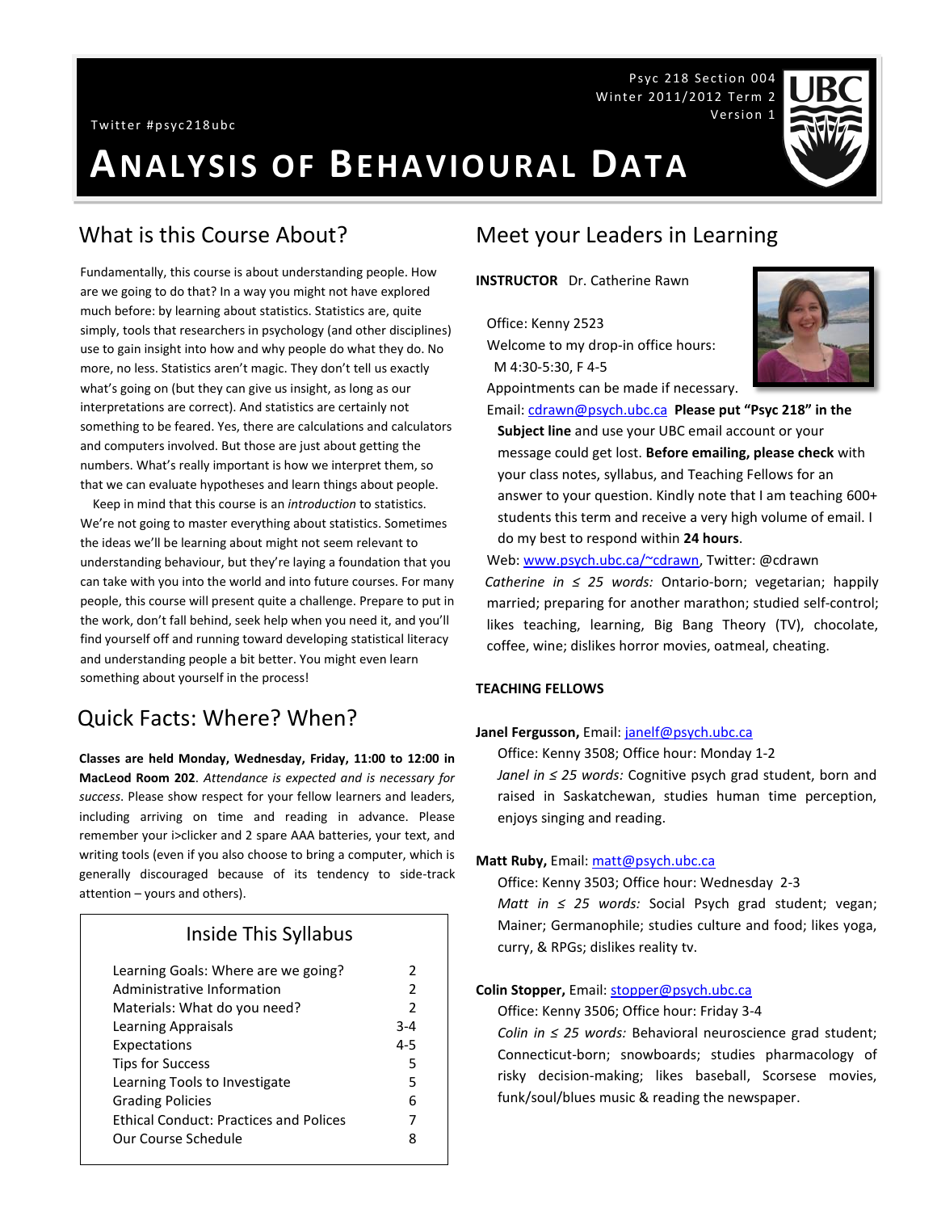Psyc 218 Section 004
Winter 2011/2012 Term 2
Version 1

Twitter #psyc218ubc

# ANALYSIS OF BEHAVIOURAL DATA

## What is this Course About?

Fundamentally, this course is about understanding people. How are we going to do that? In a way you might not have explored much before: by learning about statistics. Statistics are, quite simply, tools that researchers in psychology (and other disciplines) use to gain insight into how and why people do what they do. No more, no less. Statistics aren't magic. They don't tell us exactly what's going on (but they can give us insight, as long as our interpretations are correct). And statistics are certainly not something to be feared. Yes, there are calculations and calculators and computers involved. But those are just about getting the numbers. What's really important is how we interpret them, so that we can evaluate hypotheses and learn things about people.

Keep in mind that this course is an *introduction* to statistics. We're not going to master everything about statistics. Sometimes the ideas we'll be learning about might not seem relevant to understanding behaviour, but they're laying a foundation that you can take with you into the world and into future courses. For many people, this course will present quite a challenge. Prepare to put in the work, don't fall behind, seek help when you need it, and you'll find yourself off and running toward developing statistical literacy and understanding people a bit better. You might even learn something about yourself in the process!

## Quick Facts: Where? When?

**Classes are held Monday, Wednesday, Friday, 11:00 to 12:00 in MacLeod Room 202**. *Attendance is expected and is necessary for success*. Please show respect for your fellow learners and leaders, including arriving on time and reading in advance. Please remember your i>clicker and 2 spare AAA batteries, your text, and writing tools (even if you also choose to bring a computer, which is generally discouraged because of its tendency to side-track attention – yours and others).

### Inside This Syllabus

| | |
|---|---|
| Learning Goals: Where are we going? | 2 |
| Administrative Information | 2 |
| Materials: What do you need? | 2 |
| Learning Appraisals | 3-4 |
| Expectations | 4-5 |
| Tips for Success | 5 |
| Learning Tools to Investigate | 5 |
| Grading Policies | 6 |
| Ethical Conduct: Practices and Polices | 7 |
| Our Course Schedule | 8 |

## Meet your Leaders in Learning

**INSTRUCTOR** Dr. Catherine Rawn

Office: Kenny 2523
Welcome to my drop-in office hours:
M 4:30-5:30, F 4-5
Appointments can be made if necessary.
Email: cdrawn@psych.ubc.ca **Please put "Psyc 218" in the Subject line** and use your UBC email account or your message could get lost. **Before emailing, please check** with your class notes, syllabus, and Teaching Fellows for an answer to your question. Kindly note that I am teaching 600+ students this term and receive a very high volume of email. I do my best to respond within **24 hours**.
Web: www.psych.ubc.ca/~cdrawn, Twitter: @cdrawn
*Catherine in ≤ 25 words:* Ontario-born; vegetarian; happily married; preparing for another marathon; studied self-control; likes teaching, learning, Big Bang Theory (TV), chocolate, coffee, wine; dislikes horror movies, oatmeal, cheating.

**TEACHING FELLOWS**

**Janel Fergusson,** Email: janelf@psych.ubc.ca
Office: Kenny 3508; Office hour: Monday 1-2
*Janel in ≤ 25 words:* Cognitive psych grad student, born and raised in Saskatchewan, studies human time perception, enjoys singing and reading.

**Matt Ruby,** Email: matt@psych.ubc.ca
Office: Kenny 3503; Office hour: Wednesday 2-3
*Matt in ≤ 25 words:* Social Psych grad student; vegan; Mainer; Germanophile; studies culture and food; likes yoga, curry, & RPGs; dislikes reality tv.

**Colin Stopper,** Email: stopper@psych.ubc.ca
Office: Kenny 3506; Office hour: Friday 3-4
*Colin in ≤ 25 words:* Behavioral neuroscience grad student; Connecticut-born; snowboards; studies pharmacology of risky decision-making; likes baseball, Scorsese movies, funk/soul/blues music & reading the newspaper.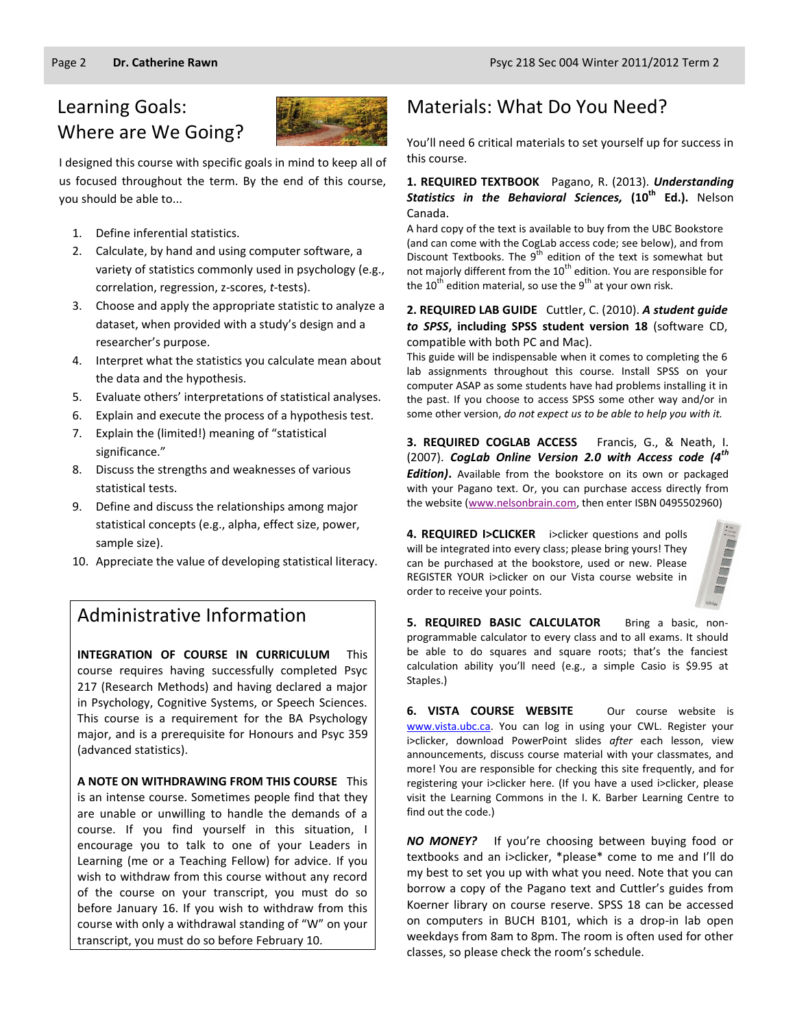## Learning Goals: Where are We Going?

I designed this course with specific goals in mind to keep all of us focused throughout the term. By the end of this course, you should be able to...

1. Define inferential statistics.
2. Calculate, by hand and using computer software, a variety of statistics commonly used in psychology (e.g., correlation, regression, z-scores, *t*-tests).
3. Choose and apply the appropriate statistic to analyze a dataset, when provided with a study's design and a researcher's purpose.
4. Interpret what the statistics you calculate mean about the data and the hypothesis.
5. Evaluate others' interpretations of statistical analyses.
6. Explain and execute the process of a hypothesis test.
7. Explain the (limited!) meaning of "statistical significance."
8. Discuss the strengths and weaknesses of various statistical tests.
9. Define and discuss the relationships among major statistical concepts (e.g., alpha, effect size, power, sample size).
10. Appreciate the value of developing statistical literacy.

## Administrative Information

**INTEGRATION OF COURSE IN CURRICULUM** This course requires having successfully completed Psyc 217 (Research Methods) and having declared a major in Psychology, Cognitive Systems, or Speech Sciences. This course is a requirement for the BA Psychology major, and is a prerequisite for Honours and Psyc 359 (advanced statistics).

**A NOTE ON WITHDRAWING FROM THIS COURSE** This is an intense course. Sometimes people find that they are unable or unwilling to handle the demands of a course. If you find yourself in this situation, I encourage you to talk to one of your Leaders in Learning (me or a Teaching Fellow) for advice. If you wish to withdraw from this course without any record of the course on your transcript, you must do so before January 16. If you wish to withdraw from this course with only a withdrawal standing of "W" on your transcript, you must do so before February 10.

## Materials: What Do You Need?

You'll need 6 critical materials to set yourself up for success in this course.

**1. REQUIRED TEXTBOOK** Pagano, R. (2013). ***Understanding Statistics in the Behavioral Sciences,*** **(10th Ed.).** Nelson Canada.

A hard copy of the text is available to buy from the UBC Bookstore (and can come with the CogLab access code; see below), and from Discount Textbooks. The 9th edition of the text is somewhat but not majorly different from the 10th edition. You are responsible for the 10th edition material, so use the 9th at your own risk.

**2. REQUIRED LAB GUIDE** Cuttler, C. (2010). ***A student guide to SPSS*****, including SPSS student version 18** (software CD, compatible with both PC and Mac).

This guide will be indispensable when it comes to completing the 6 lab assignments throughout this course. Install SPSS on your computer ASAP as some students have had problems installing it in the past. If you choose to access SPSS some other way and/or in some other version, *do not expect us to be able to help you with it.*

**3. REQUIRED COGLAB ACCESS** Francis, G., & Neath, I. (2007). ***CogLab Online Version 2.0 with Access code (4th Edition).*** Available from the bookstore on its own or packaged with your Pagano text. Or, you can purchase access directly from the website (www.nelsonbrain.com, then enter ISBN 0495502960)

**4. REQUIRED I>CLICKER** i>clicker questions and polls will be integrated into every class; please bring yours! They can be purchased at the bookstore, used or new. Please REGISTER YOUR i>clicker on our Vista course website in order to receive your points.

**5. REQUIRED BASIC CALCULATOR** Bring a basic, non-programmable calculator to every class and to all exams. It should be able to do squares and square roots; that's the fanciest calculation ability you'll need (e.g., a simple Casio is $9.95 at Staples.)

**6. VISTA COURSE WEBSITE** Our course website is www.vista.ubc.ca. You can log in using your CWL. Register your i>clicker, download PowerPoint slides *after* each lesson, view announcements, discuss course material with your classmates, and more! You are responsible for checking this site frequently, and for registering your i>clicker here. (If you have a used i>clicker, please visit the Learning Commons in the I. K. Barber Learning Centre to find out the code.)

***NO MONEY?*** If you're choosing between buying food or textbooks and an i>clicker, *please* come to me and I'll do my best to set you up with what you need. Note that you can borrow a copy of the Pagano text and Cuttler's guides from Koerner library on course reserve. SPSS 18 can be accessed on computers in BUCH B101, which is a drop-in lab open weekdays from 8am to 8pm. The room is often used for other classes, so please check the room's schedule.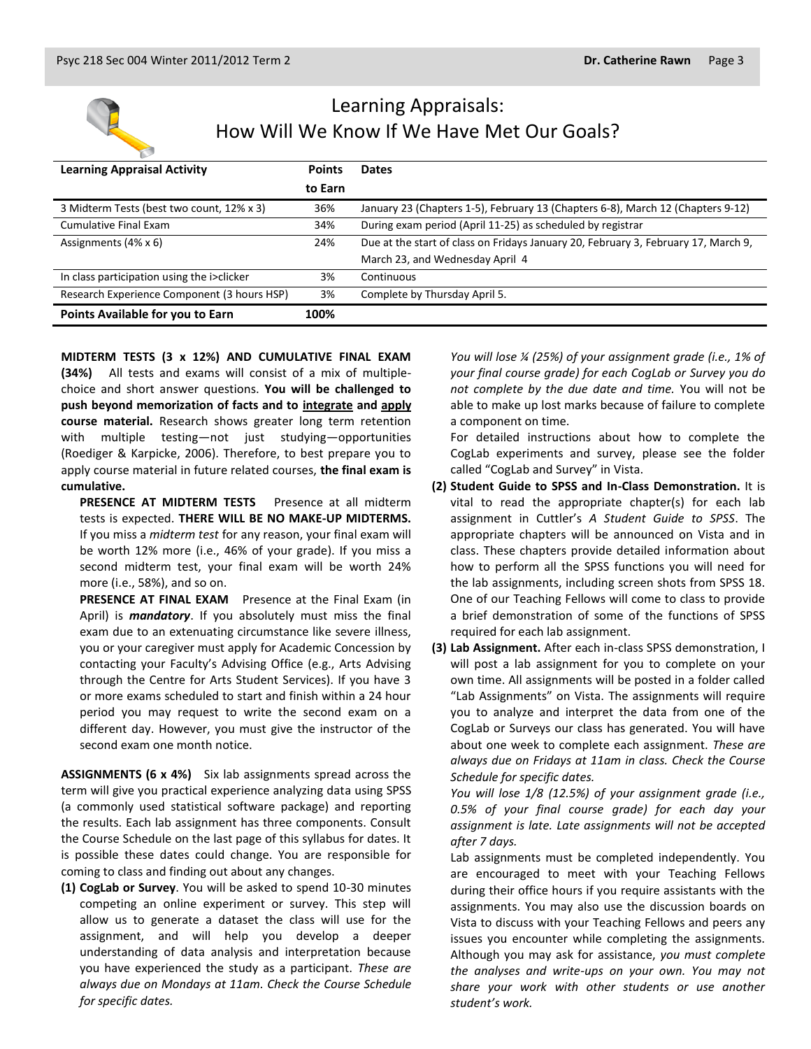# Learning Appraisals: How Will We Know If We Have Met Our Goals?

| Learning Appraisal Activity | Points to Earn | Dates |
|---|---|---|
| 3 Midterm Tests (best two count, 12% x 3) | 36% | January 23 (Chapters 1-5), February 13 (Chapters 6-8), March 12 (Chapters 9-12) |
| Cumulative Final Exam | 34% | During exam period (April 11-25) as scheduled by registrar |
| Assignments (4% x 6) | 24% | Due at the start of class on Fridays January 20, February 3, February 17, March 9, March 23, and Wednesday April 4 |
| In class participation using the i>clicker | 3% | Continuous |
| Research Experience Component (3 hours HSP) | 3% | Complete by Thursday April 5. |
| **Points Available for you to Earn** | **100%** | |

**MIDTERM TESTS (3 x 12%) AND CUMULATIVE FINAL EXAM (34%)** All tests and exams will consist of a mix of multiple-choice and short answer questions. **You will be challenged to push beyond memorization of facts and to integrate and apply course material.** Research shows greater long term retention with multiple testing—not just studying—opportunities (Roediger & Karpicke, 2006). Therefore, to best prepare you to apply course material in future related courses, **the final exam is cumulative.**

**PRESENCE AT MIDTERM TESTS** Presence at all midterm tests is expected. **THERE WILL BE NO MAKE-UP MIDTERMS.** If you miss a *midterm test* for any reason, your final exam will be worth 12% more (i.e., 46% of your grade). If you miss a second midterm test, your final exam will be worth 24% more (i.e., 58%), and so on.

**PRESENCE AT FINAL EXAM** Presence at the Final Exam (in April) is ***mandatory***. If you absolutely must miss the final exam due to an extenuating circumstance like severe illness, you or your caregiver must apply for Academic Concession by contacting your Faculty's Advising Office (e.g., Arts Advising through the Centre for Arts Student Services). If you have 3 or more exams scheduled to start and finish within a 24 hour period you may request to write the second exam on a different day. However, you must give the instructor of the second exam one month notice.

**ASSIGNMENTS (6 x 4%)** Six lab assignments spread across the term will give you practical experience analyzing data using SPSS (a commonly used statistical software package) and reporting the results. Each lab assignment has three components. Consult the Course Schedule on the last page of this syllabus for dates. It is possible these dates could change. You are responsible for coming to class and finding out about any changes.

**(1) CogLab or Survey**. You will be asked to spend 10-30 minutes competing an online experiment or survey. This step will allow us to generate a dataset the class will use for the assignment, and will help you develop a deeper understanding of data analysis and interpretation because you have experienced the study as a participant. *These are always due on Mondays at 11am. Check the Course Schedule for specific dates.*

*You will lose ¼ (25%) of your assignment grade (i.e., 1% of your final course grade) for each CogLab or Survey you do not complete by the due date and time.* You will not be able to make up lost marks because of failure to complete a component on time.

For detailed instructions about how to complete the CogLab experiments and survey, please see the folder called "CogLab and Survey" in Vista.

**(2) Student Guide to SPSS and In-Class Demonstration.** It is vital to read the appropriate chapter(s) for each lab assignment in Cuttler's *A Student Guide to SPSS*. The appropriate chapters will be announced on Vista and in class. These chapters provide detailed information about how to perform all the SPSS functions you will need for the lab assignments, including screen shots from SPSS 18. One of our Teaching Fellows will come to class to provide a brief demonstration of some of the functions of SPSS required for each lab assignment.

**(3) Lab Assignment.** After each in-class SPSS demonstration, I will post a lab assignment for you to complete on your own time. All assignments will be posted in a folder called "Lab Assignments" on Vista. The assignments will require you to analyze and interpret the data from one of the CogLab or Surveys our class has generated. You will have about one week to complete each assignment. *These are always due on Fridays at 11am in class. Check the Course Schedule for specific dates.*

*You will lose 1/8 (12.5%) of your assignment grade (i.e., 0.5% of your final course grade) for each day your assignment is late. Late assignments will not be accepted after 7 days.*

Lab assignments must be completed independently. You are encouraged to meet with your Teaching Fellows during their office hours if you require assistants with the assignments. You may also use the discussion boards on Vista to discuss with your Teaching Fellows and peers any issues you encounter while completing the assignments. Although you may ask for assistance, *you must complete the analyses and write-ups on your own. You may not share your work with other students or use another student's work.*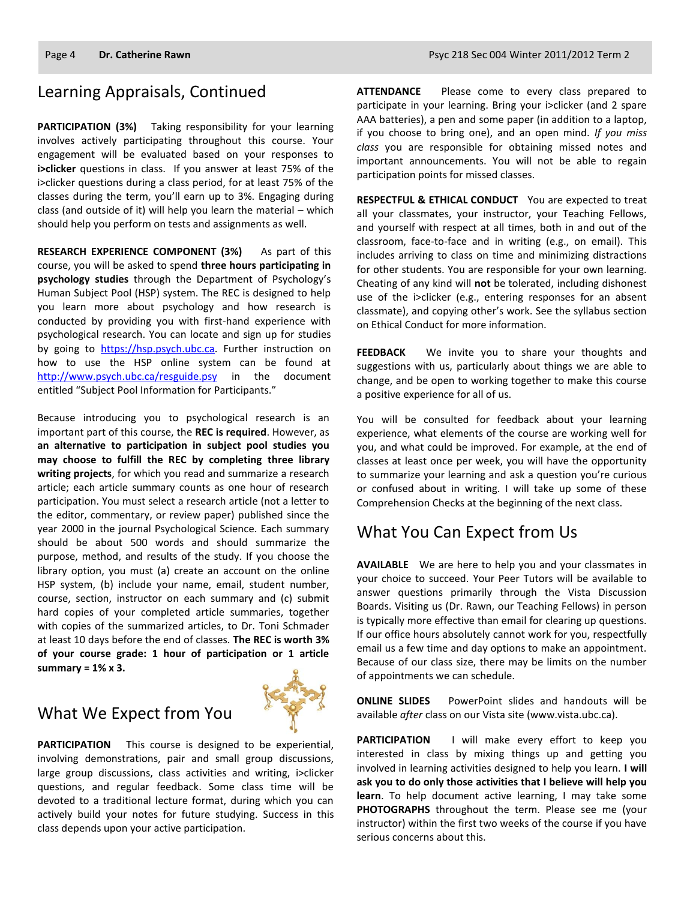## Learning Appraisals, Continued

**PARTICIPATION (3%)** Taking responsibility for your learning involves actively participating throughout this course. Your engagement will be evaluated based on your responses to **i>clicker** questions in class. If you answer at least 75% of the i>clicker questions during a class period, for at least 75% of the classes during the term, you'll earn up to 3%. Engaging during class (and outside of it) will help you learn the material – which should help you perform on tests and assignments as well.

**RESEARCH EXPERIENCE COMPONENT (3%)** As part of this course, you will be asked to spend **three hours participating in psychology studies** through the Department of Psychology's Human Subject Pool (HSP) system. The REC is designed to help you learn more about psychology and how research is conducted by providing you with first-hand experience with psychological research. You can locate and sign up for studies by going to https://hsp.psych.ubc.ca. Further instruction on how to use the HSP online system can be found at http://www.psych.ubc.ca/resguide.psy in the document entitled "Subject Pool Information for Participants."

Because introducing you to psychological research is an important part of this course, the **REC is required**. However, as **an alternative to participation in subject pool studies you may choose to fulfill the REC by completing three library writing projects**, for which you read and summarize a research article; each article summary counts as one hour of research participation. You must select a research article (not a letter to the editor, commentary, or review paper) published since the year 2000 in the journal Psychological Science. Each summary should be about 500 words and should summarize the purpose, method, and results of the study. If you choose the library option, you must (a) create an account on the online HSP system, (b) include your name, email, student number, course, section, instructor on each summary and (c) submit hard copies of your completed article summaries, together with copies of the summarized articles, to Dr. Toni Schmader at least 10 days before the end of classes. **The REC is worth 3% of your course grade: 1 hour of participation or 1 article summary = 1% x 3.**

## What We Expect from You

**PARTICIPATION** This course is designed to be experiential, involving demonstrations, pair and small group discussions, large group discussions, class activities and writing, i>clicker questions, and regular feedback. Some class time will be devoted to a traditional lecture format, during which you can actively build your notes for future studying. Success in this class depends upon your active participation.

**ATTENDANCE** Please come to every class prepared to participate in your learning. Bring your i>clicker (and 2 spare AAA batteries), a pen and some paper (in addition to a laptop, if you choose to bring one), and an open mind. *If you miss class* you are responsible for obtaining missed notes and important announcements. You will not be able to regain participation points for missed classes.

**RESPECTFUL & ETHICAL CONDUCT** You are expected to treat all your classmates, your instructor, your Teaching Fellows, and yourself with respect at all times, both in and out of the classroom, face-to-face and in writing (e.g., on email). This includes arriving to class on time and minimizing distractions for other students. You are responsible for your own learning. Cheating of any kind will **not** be tolerated, including dishonest use of the i>clicker (e.g., entering responses for an absent classmate), and copying other's work. See the syllabus section on Ethical Conduct for more information.

**FEEDBACK** We invite you to share your thoughts and suggestions with us, particularly about things we are able to change, and be open to working together to make this course a positive experience for all of us.

You will be consulted for feedback about your learning experience, what elements of the course are working well for you, and what could be improved. For example, at the end of classes at least once per week, you will have the opportunity to summarize your learning and ask a question you're curious or confused about in writing. I will take up some of these Comprehension Checks at the beginning of the next class.

## What You Can Expect from Us

**AVAILABLE** We are here to help you and your classmates in your choice to succeed. Your Peer Tutors will be available to answer questions primarily through the Vista Discussion Boards. Visiting us (Dr. Rawn, our Teaching Fellows) in person is typically more effective than email for clearing up questions. If our office hours absolutely cannot work for you, respectfully email us a few time and day options to make an appointment. Because of our class size, there may be limits on the number of appointments we can schedule.

**ONLINE SLIDES** PowerPoint slides and handouts will be available *after* class on our Vista site (www.vista.ubc.ca).

**PARTICIPATION** I will make every effort to keep you interested in class by mixing things up and getting you involved in learning activities designed to help you learn. **I will ask you to do only those activities that I believe will help you learn**. To help document active learning, I may take some **PHOTOGRAPHS** throughout the term. Please see me (your instructor) within the first two weeks of the course if you have serious concerns about this.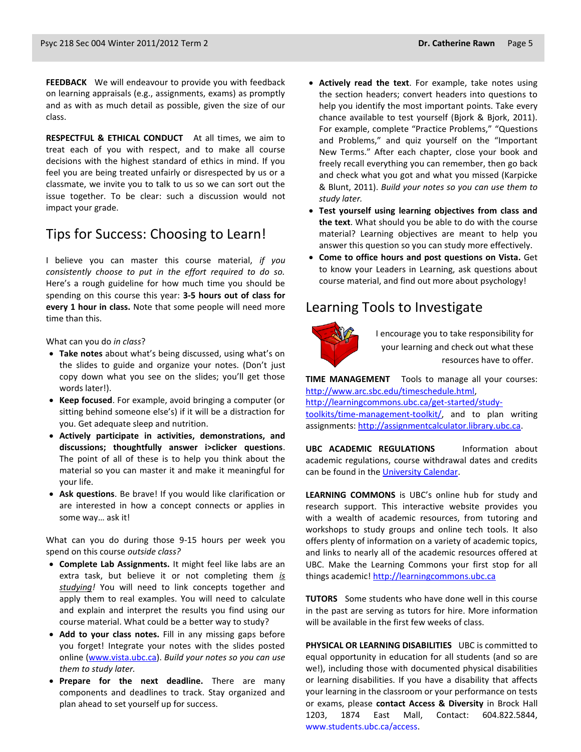**FEEDBACK** We will endeavour to provide you with feedback on learning appraisals (e.g., assignments, exams) as promptly and as with as much detail as possible, given the size of our class.

**RESPECTFUL & ETHICAL CONDUCT** At all times, we aim to treat each of you with respect, and to make all course decisions with the highest standard of ethics in mind. If you feel you are being treated unfairly or disrespected by us or a classmate, we invite you to talk to us so we can sort out the issue together. To be clear: such a discussion would not impact your grade.

## Tips for Success: Choosing to Learn!

I believe you can master this course material, *if you consistently choose to put in the effort required to do so.* Here's a rough guideline for how much time you should be spending on this course this year: **3-5 hours out of class for every 1 hour in class.** Note that some people will need more time than this.

What can you do *in class*?

- **Take notes** about what's being discussed, using what's on the slides to guide and organize your notes. (Don't just copy down what you see on the slides; you'll get those words later!).
- **Keep focused**. For example, avoid bringing a computer (or sitting behind someone else's) if it will be a distraction for you. Get adequate sleep and nutrition.
- **Actively participate in activities, demonstrations, and discussions; thoughtfully answer i>clicker questions**. The point of all of these is to help you think about the material so you can master it and make it meaningful for your life.
- **Ask questions**. Be brave! If you would like clarification or are interested in how a concept connects or applies in some way… ask it!

What can you do during those 9-15 hours per week you spend on this course *outside class?*

- **Complete Lab Assignments.** It might feel like labs are an extra task, but believe it or not completing them *is studying*! You will need to link concepts together and apply them to real examples. You will need to calculate and explain and interpret the results you find using our course material. What could be a better way to study?
- **Add to your class notes.** Fill in any missing gaps before you forget! Integrate your notes with the slides posted online (www.vista.ubc.ca). *Build your notes so you can use them to study later.*
- **Prepare for the next deadline.** There are many components and deadlines to track. Stay organized and plan ahead to set yourself up for success.
- **Actively read the text**. For example, take notes using the section headers; convert headers into questions to help you identify the most important points. Take every chance available to test yourself (Bjork & Bjork, 2011). For example, complete "Practice Problems," "Questions and Problems," and quiz yourself on the "Important New Terms." After each chapter, close your book and freely recall everything you can remember, then go back and check what you got and what you missed (Karpicke & Blunt, 2011). *Build your notes so you can use them to study later.*
- **Test yourself using learning objectives from class and the text**. What should you be able to do with the course material? Learning objectives are meant to help you answer this question so you can study more effectively.
- **Come to office hours and post questions on Vista.** Get to know your Leaders in Learning, ask questions about course material, and find out more about psychology!

## Learning Tools to Investigate

I encourage you to take responsibility for your learning and check out what these resources have to offer.

**TIME MANAGEMENT** Tools to manage all your courses: http://www.arc.sbc.edu/timeschedule.html, http://learningcommons.ubc.ca/get-started/study-toolkits/time-management-toolkit/, and to plan writing assignments: http://assignmentcalculator.library.ubc.ca.

**UBC ACADEMIC REGULATIONS** Information about academic regulations, course withdrawal dates and credits can be found in the University Calendar.

**LEARNING COMMONS** is UBC's online hub for study and research support. This interactive website provides you with a wealth of academic resources, from tutoring and workshops to study groups and online tech tools. It also offers plenty of information on a variety of academic topics, and links to nearly all of the academic resources offered at UBC. Make the Learning Commons your first stop for all things academic! http://learningcommons.ubc.ca

**TUTORS** Some students who have done well in this course in the past are serving as tutors for hire. More information will be available in the first few weeks of class.

**PHYSICAL OR LEARNING DISABILITIES** UBC is committed to equal opportunity in education for all students (and so are we!), including those with documented physical disabilities or learning disabilities. If you have a disability that affects your learning in the classroom or your performance on tests or exams, please **contact Access & Diversity** in Brock Hall 1203, 1874 East Mall, Contact: 604.822.5844, www.students.ubc.ca/access.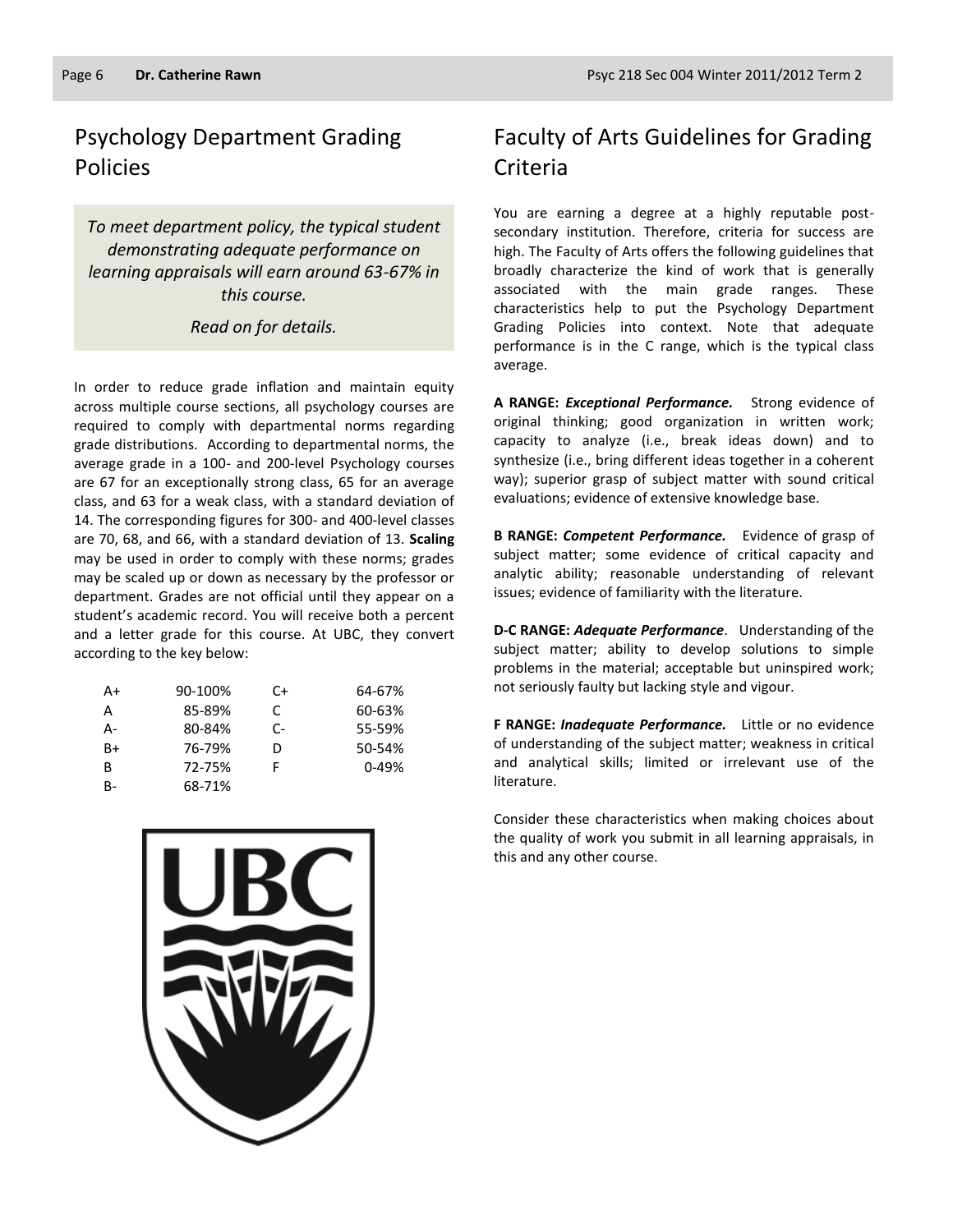## Psychology Department Grading Policies

*To meet department policy, the typical student demonstrating adequate performance on learning appraisals will earn around 63-67% in this course.*

*Read on for details.*

In order to reduce grade inflation and maintain equity across multiple course sections, all psychology courses are required to comply with departmental norms regarding grade distributions. According to departmental norms, the average grade in a 100- and 200-level Psychology courses are 67 for an exceptionally strong class, 65 for an average class, and 63 for a weak class, with a standard deviation of 14. The corresponding figures for 300- and 400-level classes are 70, 68, and 66, with a standard deviation of 13. **Scaling** may be used in order to comply with these norms; grades may be scaled up or down as necessary by the professor or department. Grades are not official until they appear on a student's academic record. You will receive both a percent and a letter grade for this course. At UBC, they convert according to the key below:

| | | | |
|---|---|---|---|
| A+ | 90-100% | C+ | 64-67% |
| A | 85-89% | C | 60-63% |
| A- | 80-84% | C- | 55-59% |
| B+ | 76-79% | D | 50-54% |
| B | 72-75% | F | 0-49% |
| B- | 68-71% | | |

## Faculty of Arts Guidelines for Grading Criteria

You are earning a degree at a highly reputable post-secondary institution. Therefore, criteria for success are high. The Faculty of Arts offers the following guidelines that broadly characterize the kind of work that is generally associated with the main grade ranges. These characteristics help to put the Psychology Department Grading Policies into context. Note that adequate performance is in the C range, which is the typical class average.

**A RANGE:** ***Exceptional Performance.*** Strong evidence of original thinking; good organization in written work; capacity to analyze (i.e., break ideas down) and to synthesize (i.e., bring different ideas together in a coherent way); superior grasp of subject matter with sound critical evaluations; evidence of extensive knowledge base.

**B RANGE:** ***Competent Performance.*** Evidence of grasp of subject matter; some evidence of critical capacity and analytic ability; reasonable understanding of relevant issues; evidence of familiarity with the literature.

**D-C RANGE:** ***Adequate Performance***. Understanding of the subject matter; ability to develop solutions to simple problems in the material; acceptable but uninspired work; not seriously faulty but lacking style and vigour.

**F RANGE:** ***Inadequate Performance.*** Little or no evidence of understanding of the subject matter; weakness in critical and analytical skills; limited or irrelevant use of the literature.

Consider these characteristics when making choices about the quality of work you submit in all learning appraisals, in this and any other course.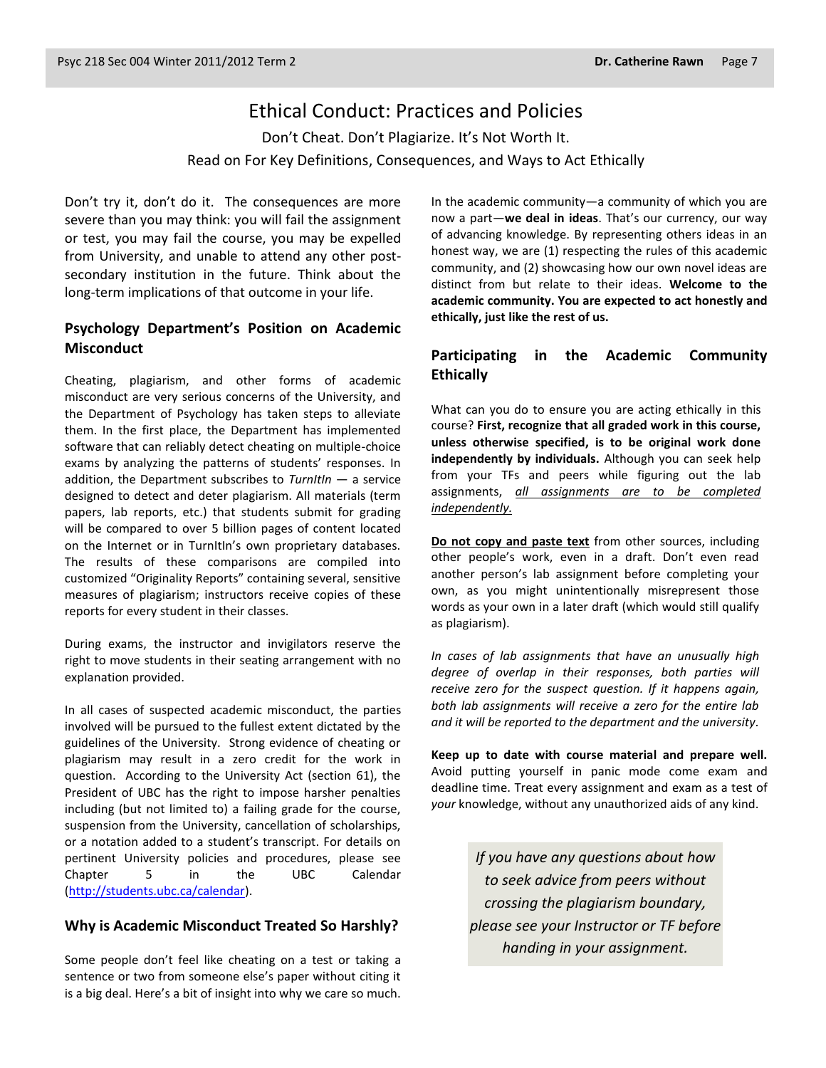# Ethical Conduct: Practices and Policies

Don't Cheat. Don't Plagiarize. It's Not Worth It.

Read on For Key Definitions, Consequences, and Ways to Act Ethically

Don't try it, don't do it. The consequences are more severe than you may think: you will fail the assignment or test, you may fail the course, you may be expelled from University, and unable to attend any other post-secondary institution in the future. Think about the long-term implications of that outcome in your life.

## Psychology Department's Position on Academic Misconduct

Cheating, plagiarism, and other forms of academic misconduct are very serious concerns of the University, and the Department of Psychology has taken steps to alleviate them. In the first place, the Department has implemented software that can reliably detect cheating on multiple-choice exams by analyzing the patterns of students' responses. In addition, the Department subscribes to *TurnItIn* — a service designed to detect and deter plagiarism. All materials (term papers, lab reports, etc.) that students submit for grading will be compared to over 5 billion pages of content located on the Internet or in TurnItIn's own proprietary databases. The results of these comparisons are compiled into customized "Originality Reports" containing several, sensitive measures of plagiarism; instructors receive copies of these reports for every student in their classes.

During exams, the instructor and invigilators reserve the right to move students in their seating arrangement with no explanation provided.

In all cases of suspected academic misconduct, the parties involved will be pursued to the fullest extent dictated by the guidelines of the University. Strong evidence of cheating or plagiarism may result in a zero credit for the work in question. According to the University Act (section 61), the President of UBC has the right to impose harsher penalties including (but not limited to) a failing grade for the course, suspension from the University, cancellation of scholarships, or a notation added to a student's transcript. For details on pertinent University policies and procedures, please see Chapter 5 in the UBC Calendar (http://students.ubc.ca/calendar).

## Why is Academic Misconduct Treated So Harshly?

Some people don't feel like cheating on a test or taking a sentence or two from someone else's paper without citing it is a big deal. Here's a bit of insight into why we care so much.

In the academic community—a community of which you are now a part—**we deal in ideas**. That's our currency, our way of advancing knowledge. By representing others ideas in an honest way, we are (1) respecting the rules of this academic community, and (2) showcasing how our own novel ideas are distinct from but relate to their ideas. **Welcome to the academic community. You are expected to act honestly and ethically, just like the rest of us.**

## Participating in the Academic Community Ethically

What can you do to ensure you are acting ethically in this course? **First, recognize that all graded work in this course, unless otherwise specified, is to be original work done independently by individuals.** Although you can seek help from your TFs and peers while figuring out the lab assignments, *all assignments are to be completed independently.*

**Do not copy and paste text** from other sources, including other people's work, even in a draft. Don't even read another person's lab assignment before completing your own, as you might unintentionally misrepresent those words as your own in a later draft (which would still qualify as plagiarism).

*In cases of lab assignments that have an unusually high degree of overlap in their responses, both parties will receive zero for the suspect question. If it happens again, both lab assignments will receive a zero for the entire lab and it will be reported to the department and the university.*

**Keep up to date with course material and prepare well.** Avoid putting yourself in panic mode come exam and deadline time. Treat every assignment and exam as a test of *your* knowledge, without any unauthorized aids of any kind.

*If you have any questions about how to seek advice from peers without crossing the plagiarism boundary, please see your Instructor or TF before handing in your assignment.*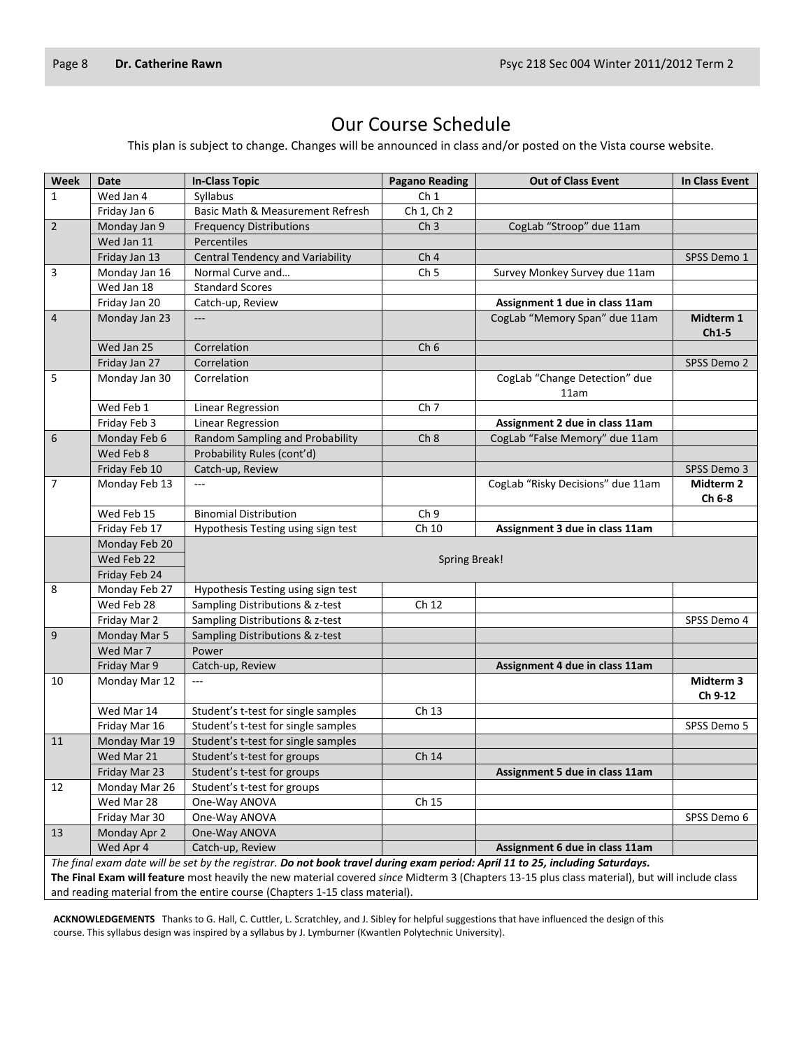# Our Course Schedule

This plan is subject to change. Changes will be announced in class and/or posted on the Vista course website.

| Week | Date | In-Class Topic | Pagano Reading | Out of Class Event | In Class Event |
|---|---|---|---|---|---|
| 1 | Wed Jan 4 | Syllabus | Ch 1 | | |
| | Friday Jan 6 | Basic Math & Measurement Refresh | Ch 1, Ch 2 | | |
| 2 | Monday Jan 9 | Frequency Distributions | Ch 3 | CogLab "Stroop" due 11am | |
| | Wed Jan 11 | Percentiles | | | |
| | Friday Jan 13 | Central Tendency and Variability | Ch 4 | | SPSS Demo 1 |
| 3 | Monday Jan 16 | Normal Curve and… | Ch 5 | Survey Monkey Survey due 11am | |
| | Wed Jan 18 | Standard Scores | | | |
| | Friday Jan 20 | Catch-up, Review | | **Assignment 1 due in class 11am** | |
| 4 | Monday Jan 23 | --- | | CogLab "Memory Span" due 11am | **Midterm 1 Ch1-5** |
| | Wed Jan 25 | Correlation | Ch 6 | | |
| | Friday Jan 27 | Correlation | | | SPSS Demo 2 |
| 5 | Monday Jan 30 | Correlation | | CogLab "Change Detection" due 11am | |
| | Wed Feb 1 | Linear Regression | Ch 7 | | |
| | Friday Feb 3 | Linear Regression | | **Assignment 2 due in class 11am** | |
| 6 | Monday Feb 6 | Random Sampling and Probability | Ch 8 | CogLab "False Memory" due 11am | |
| | Wed Feb 8 | Probability Rules (cont'd) | | | |
| | Friday Feb 10 | Catch-up, Review | | | SPSS Demo 3 |
| 7 | Monday Feb 13 | --- | | CogLab "Risky Decisions" due 11am | **Midterm 2 Ch 6-8** |
| | Wed Feb 15 | Binomial Distribution | Ch 9 | | |
| | Friday Feb 17 | Hypothesis Testing using sign test | Ch 10 | **Assignment 3 due in class 11am** | |
| | Monday Feb 20 | Spring Break! | | | |
| | Wed Feb 22 | | | | |
| | Friday Feb 24 | | | | |
| 8 | Monday Feb 27 | Hypothesis Testing using sign test | | | |
| | Wed Feb 28 | Sampling Distributions & z-test | Ch 12 | | |
| | Friday Mar 2 | Sampling Distributions & z-test | | | SPSS Demo 4 |
| 9 | Monday Mar 5 | Sampling Distributions & z-test | | | |
| | Wed Mar 7 | Power | | | |
| | Friday Mar 9 | Catch-up, Review | | **Assignment 4 due in class 11am** | |
| 10 | Monday Mar 12 | --- | | | **Midterm 3 Ch 9-12** |
| | Wed Mar 14 | Student's t-test for single samples | Ch 13 | | |
| | Friday Mar 16 | Student's t-test for single samples | | | SPSS Demo 5 |
| 11 | Monday Mar 19 | Student's t-test for single samples | | | |
| | Wed Mar 21 | Student's t-test for groups | Ch 14 | | |
| | Friday Mar 23 | Student's t-test for groups | | **Assignment 5 due in class 11am** | |
| 12 | Monday Mar 26 | Student's t-test for groups | | | |
| | Wed Mar 28 | One-Way ANOVA | Ch 15 | | |
| | Friday Mar 30 | One-Way ANOVA | | | SPSS Demo 6 |
| 13 | Monday Apr 2 | One-Way ANOVA | | | |
| | Wed Apr 4 | Catch-up, Review | | **Assignment 6 due in class 11am** | |

*The final exam date will be set by the registrar.* ***Do not book travel during exam period: April 11 to 25, including Saturdays.***

**The Final Exam will feature** most heavily the new material covered *since* Midterm 3 (Chapters 13-15 plus class material), but will include class and reading material from the entire course (Chapters 1-15 class material).

**ACKNOWLEDGEMENTS** Thanks to G. Hall, C. Cuttler, L. Scratchley, and J. Sibley for helpful suggestions that have influenced the design of this course. This syllabus design was inspired by a syllabus by J. Lymburner (Kwantlen Polytechnic University).